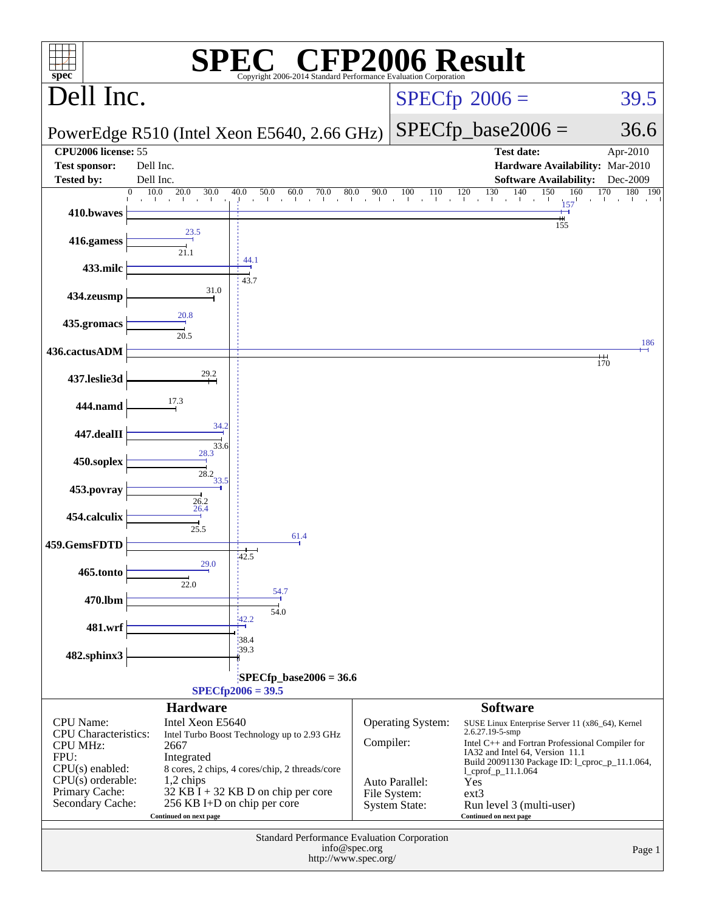# SPEC® CFP2006 Result

Copyright 2006-2014 Standard Performance Evaluation Corporation

## Dell Inc.

PowerEdge R510 (Intel Xeon E5640, 2.66 GHz)

SPECfp 2006 = 39.5

SPECfp_base2006 = 36.6

| | | | |
|---|---|---|---|
| **CPU2006 license:** | 55 | **Test date:** | Apr-2010 |
| **Test sponsor:** | Dell Inc. | **Hardware Availability:** | Mar-2010 |
| **Tested by:** | Dell Inc. | **Software Availability:** | Dec-2009 |

| Benchmark | Peak | Base |
|---|---|---|
| 410.bwaves | 157 | 155 |
| 416.gamess | 23.5 | 21.1 |
| 433.milc | 44.1 | 43.7 |
| 434.zeusmp | | 31.0 |
| 435.gromacs | 20.8 | 20.5 |
| 436.cactusADM | 186 | 170 |
| 437.leslie3d | | 29.2 |
| 444.namd | | 17.3 |
| 447.dealII | 34.2 | 33.6 |
| 450.soplex | 28.3 | 28.2 |
| 453.povray | 33.5 | 26.2 |
| 454.calculix | 26.4 | 25.5 |
| 459.GemsFDTD | 61.4 | 42.5 |
| 465.tonto | 29.0 | 22.0 |
| 470.lbm | 54.7 | 54.0 |
| 481.wrf | 42.2 | 38.4 |
| 482.sphinx3 | | 39.3 |

SPECfp_base2006 = 36.6

SPECfp2006 = 39.5

### Hardware

| | |
|---|---|
| CPU Name: | Intel Xeon E5640 |
| CPU Characteristics: | Intel Turbo Boost Technology up to 2.93 GHz |
| CPU MHz: | 2667 |
| FPU: | Integrated |
| CPU(s) enabled: | 8 cores, 2 chips, 4 cores/chip, 2 threads/core |
| CPU(s) orderable: | 1,2 chips |
| Primary Cache: | 32 KB I + 32 KB D on chip per core |
| Secondary Cache: | 256 KB I+D on chip per core |

Continued on next page

### Software

| | |
|---|---|
| Operating System: | SUSE Linux Enterprise Server 11 (x86_64), Kernel 2.6.27.19-5-smp |
| Compiler: | Intel C++ and Fortran Professional Compiler for IA32 and Intel 64, Version 11.1 Build 20091130 Package ID: l_cproc_p_11.1.064, l_cprof_p_11.1.064 |
| Auto Parallel: | Yes |
| File System: | ext3 |
| System State: | Run level 3 (multi-user) |

Continued on next page

Standard Performance Evaluation Corporation
info@spec.org
http://www.spec.org/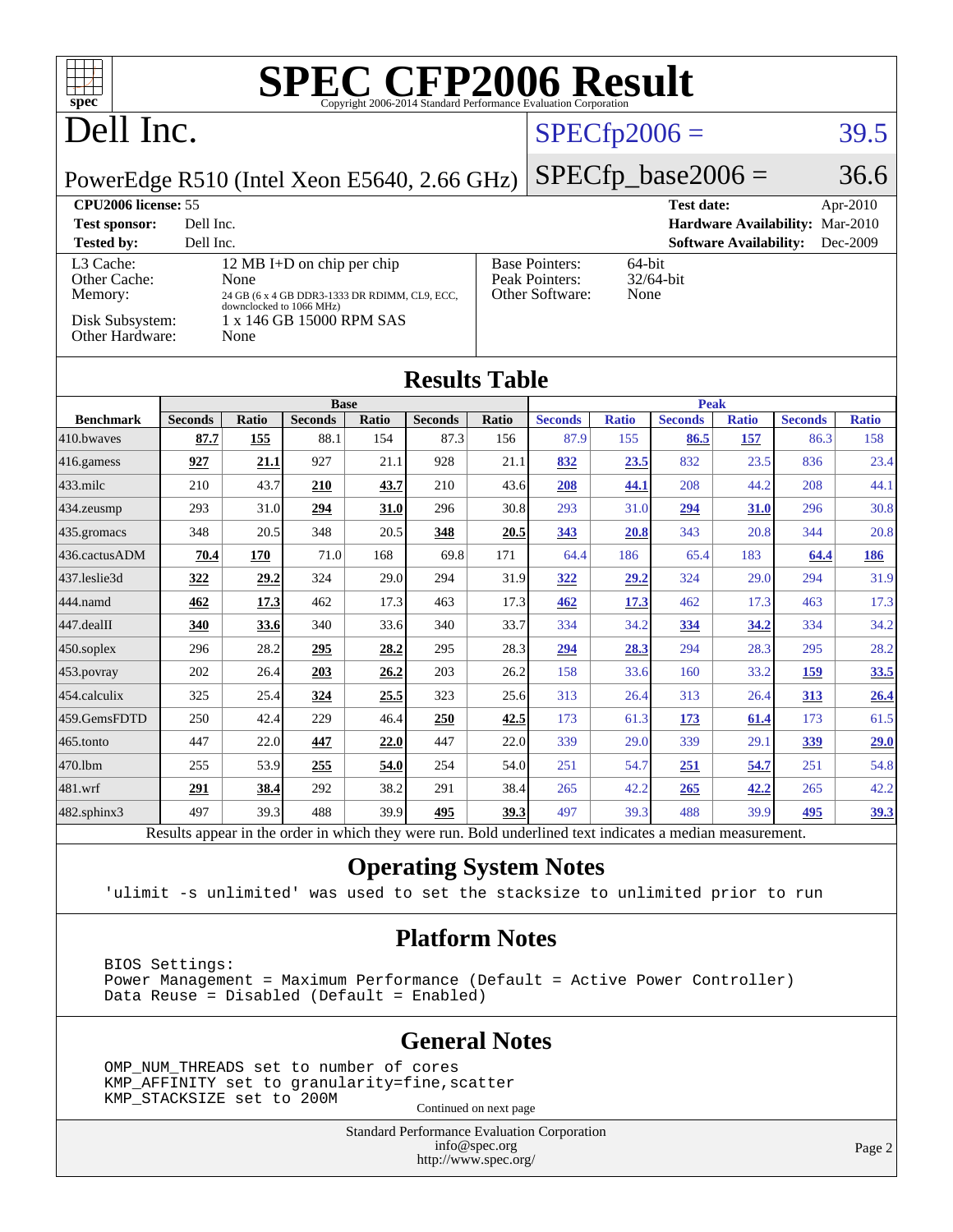# SPEC CFP2006 Result

Copyright 2006-2014 Standard Performance Evaluation Corporation

## Dell Inc.

PowerEdge R510 (Intel Xeon E5640, 2.66 GHz)

SPECfp2006 = 39.5

SPECfp_base2006 = 36.6

**CPU2006 license:** 55 | **Test date:** Apr-2010
**Test sponsor:** Dell Inc. | **Hardware Availability:** Mar-2010
**Tested by:** Dell Inc. | **Software Availability:** Dec-2009

| | |
|---|---|
| L3 Cache: | 12 MB I+D on chip per chip |
| Other Cache: | None |
| Memory: | 24 GB (6 x 4 GB DDR3-1333 DR RDIMM, CL9, ECC, downclocked to 1066 MHz) |
| Disk Subsystem: | 1 x 146 GB 15000 RPM SAS |
| Other Hardware: | None |

| | |
|---|---|
| Base Pointers: | 64-bit |
| Peak Pointers: | 32/64-bit |
| Other Software: | None |

## Results Table

| Benchmark | Base | | | | | | Peak | | | | | |
|---|---|---|---|---|---|---|---|---|---|---|---|---|
| | Seconds | Ratio | Seconds | Ratio | Seconds | Ratio | Seconds | Ratio | Seconds | Ratio | Seconds | Ratio |
| 410.bwaves | **87.7** | **155** | 88.1 | 154 | 87.3 | 156 | 87.9 | 155 | **86.5** | **157** | 86.3 | 158 |
| 416.gamess | **927** | **21.1** | 927 | 21.1 | 928 | 21.1 | **832** | **23.5** | 832 | 23.5 | 836 | 23.4 |
| 433.milc | 210 | 43.7 | **210** | **43.7** | 210 | 43.6 | **208** | **44.1** | 208 | 44.2 | 208 | 44.1 |
| 434.zeusmp | 293 | 31.0 | **294** | **31.0** | 296 | 30.8 | 293 | 31.0 | **294** | **31.0** | 296 | 30.8 |
| 435.gromacs | 348 | 20.5 | 348 | 20.5 | **348** | **20.5** | **343** | **20.8** | 343 | 20.8 | 344 | 20.8 |
| 436.cactusADM | **70.4** | **170** | 71.0 | 168 | 69.8 | 171 | 64.4 | 186 | 65.4 | 183 | **64.4** | **186** |
| 437.leslie3d | **322** | **29.2** | 324 | 29.0 | 294 | 31.9 | **322** | **29.2** | 324 | 29.0 | 294 | 31.9 |
| 444.namd | **462** | **17.3** | 462 | 17.3 | 463 | 17.3 | **462** | **17.3** | 462 | 17.3 | 463 | 17.3 |
| 447.dealII | **340** | **33.6** | 340 | 33.6 | 340 | 33.7 | 334 | 34.2 | **334** | **34.2** | 334 | 34.2 |
| 450.soplex | 296 | 28.2 | **295** | **28.2** | 295 | 28.3 | **294** | **28.3** | 294 | 28.3 | 295 | 28.2 |
| 453.povray | 202 | 26.4 | **203** | **26.2** | 203 | 26.2 | 158 | 33.6 | 160 | 33.2 | **159** | **33.5** |
| 454.calculix | 325 | 25.4 | **324** | **25.5** | 323 | 25.6 | 313 | 26.4 | 313 | 26.4 | **313** | **26.4** |
| 459.GemsFDTD | 250 | 42.4 | 229 | 46.4 | **250** | **42.5** | 173 | 61.3 | **173** | **61.4** | 173 | 61.5 |
| 465.tonto | 447 | 22.0 | **447** | **22.0** | 447 | 22.0 | 339 | 29.0 | 339 | 29.1 | **339** | **29.0** |
| 470.lbm | 255 | 53.9 | **255** | **54.0** | 254 | 54.0 | 251 | 54.7 | **251** | **54.7** | 251 | 54.8 |
| 481.wrf | **291** | **38.4** | 292 | 38.2 | 291 | 38.4 | 265 | 42.2 | **265** | **42.2** | 265 | 42.2 |
| 482.sphinx3 | 497 | 39.3 | 488 | 39.9 | **495** | **39.3** | 497 | 39.3 | 488 | 39.9 | **495** | **39.3** |

Results appear in the order in which they were run. Bold underlined text indicates a median measurement.

## Operating System Notes

```
'ulimit -s unlimited' was used to set the stacksize to unlimited prior to run
```

## Platform Notes

```
BIOS Settings:
Power Management = Maximum Performance (Default = Active Power Controller)
Data Reuse = Disabled (Default = Enabled)
```

## General Notes

```
OMP_NUM_THREADS set to number of cores
KMP_AFFINITY set to granularity=fine,scatter
KMP_STACKSIZE set to 200M
```

Continued on next page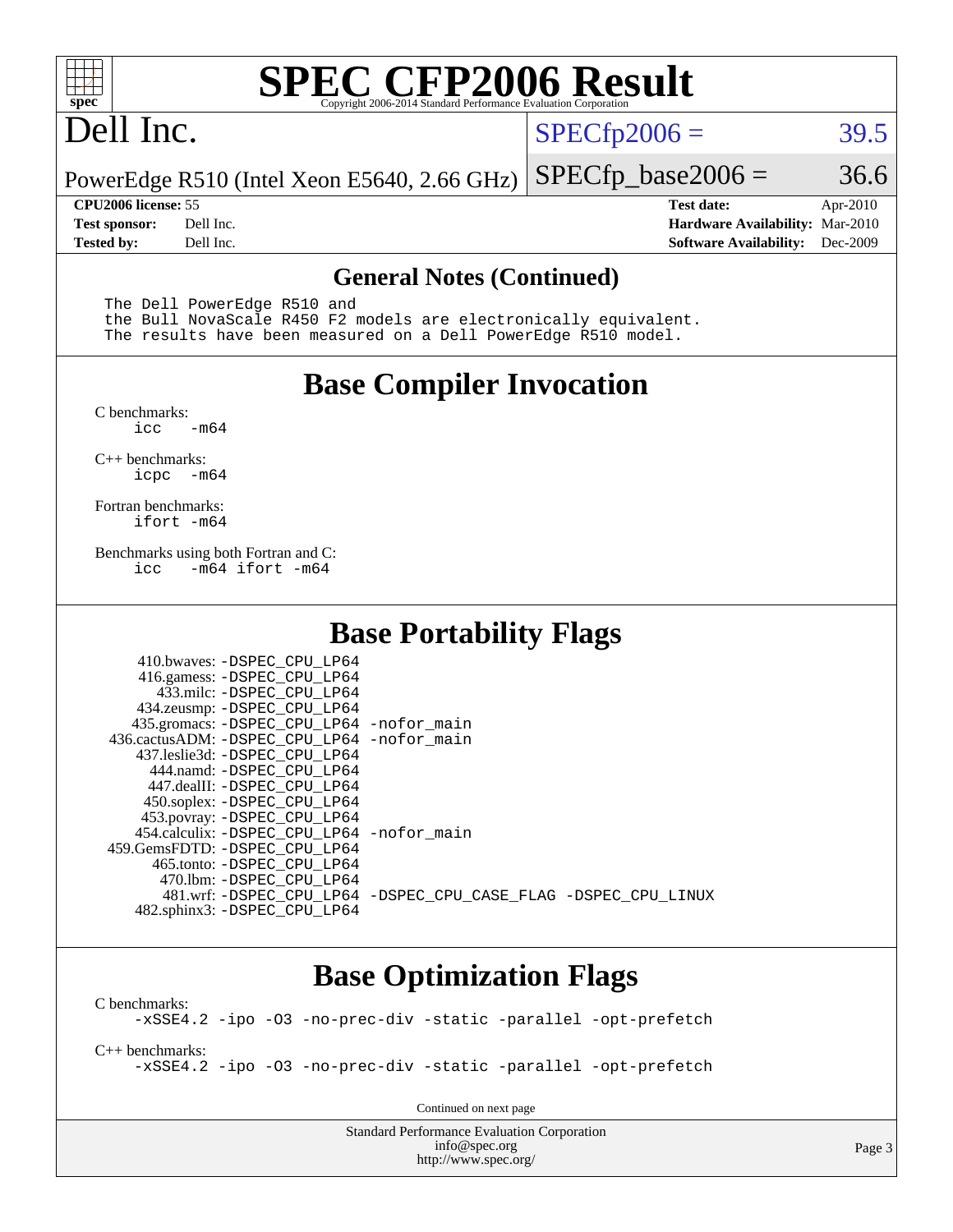# SPEC CFP2006 Result

Copyright 2006-2014 Standard Performance Evaluation Corporation

## Dell Inc.

PowerEdge R510 (Intel Xeon E5640, 2.66 GHz)

SPECfp2006 = 39.5

SPECfp_base2006 = 36.6

**CPU2006 license:** 55 **Test date:** Apr-2010
**Test sponsor:** Dell Inc. **Hardware Availability:** Mar-2010
**Tested by:** Dell Inc. **Software Availability:** Dec-2009

### General Notes (Continued)

```
The Dell PowerEdge R510 and
the Bull NovaScale R450 F2 models are electronically equivalent.
The results have been measured on a Dell PowerEdge R510 model.
```

## Base Compiler Invocation

C benchmarks:
```
icc   -m64
```

C++ benchmarks:
```
icpc  -m64
```

Fortran benchmarks:
```
ifort -m64
```

Benchmarks using both Fortran and C:
```
icc   -m64 ifort -m64
```

## Base Portability Flags

```
    410.bwaves: -DSPEC_CPU_LP64
    416.gamess: -DSPEC_CPU_LP64
      433.milc: -DSPEC_CPU_LP64
    434.zeusmp: -DSPEC_CPU_LP64
   435.gromacs: -DSPEC_CPU_LP64 -nofor_main
  436.cactusADM: -DSPEC_CPU_LP64 -nofor_main
   437.leslie3d: -DSPEC_CPU_LP64
      444.namd: -DSPEC_CPU_LP64
     447.dealII: -DSPEC_CPU_LP64
    450.soplex: -DSPEC_CPU_LP64
    453.povray: -DSPEC_CPU_LP64
  454.calculix: -DSPEC_CPU_LP64 -nofor_main
 459.GemsFDTD: -DSPEC_CPU_LP64
     465.tonto: -DSPEC_CPU_LP64
       470.lbm: -DSPEC_CPU_LP64
       481.wrf: -DSPEC_CPU_LP64 -DSPEC_CPU_CASE_FLAG -DSPEC_CPU_LINUX
   482.sphinx3: -DSPEC_CPU_LP64
```

## Base Optimization Flags

C benchmarks:
```
-xSSE4.2 -ipo -O3 -no-prec-div -static -parallel -opt-prefetch
```

C++ benchmarks:
```
-xSSE4.2 -ipo -O3 -no-prec-div -static -parallel -opt-prefetch
```

Continued on next page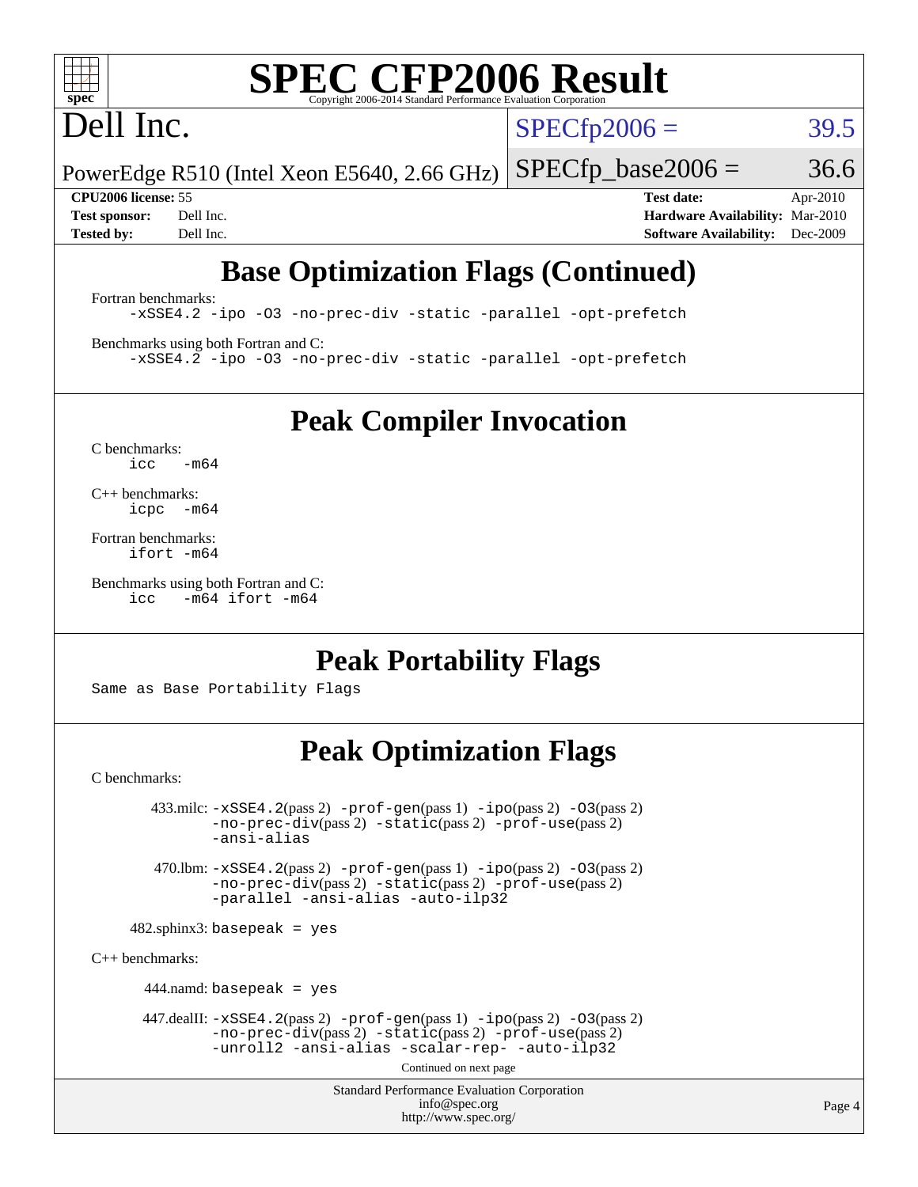# SPEC CFP2006 Result

Copyright 2006-2014 Standard Performance Evaluation Corporation

Dell Inc.

PowerEdge R510 (Intel Xeon E5640, 2.66 GHz)

SPECfp2006 = 39.5

SPECfp_base2006 = 36.6

| | | | |
|---|---|---|---|
| **CPU2006 license:** 55 | | **Test date:** | Apr-2010 |
| **Test sponsor:** | Dell Inc. | **Hardware Availability:** | Mar-2010 |
| **Tested by:** | Dell Inc. | **Software Availability:** | Dec-2009 |

## Base Optimization Flags (Continued)

Fortran benchmarks:

```
-xSSE4.2 -ipo -O3 -no-prec-div -static -parallel -opt-prefetch
```

Benchmarks using both Fortran and C:

```
-xSSE4.2 -ipo -O3 -no-prec-div -static -parallel -opt-prefetch
```

## Peak Compiler Invocation

C benchmarks:

```
icc   -m64
```

C++ benchmarks:

```
icpc  -m64
```

Fortran benchmarks:

```
ifort -m64
```

Benchmarks using both Fortran and C:

```
icc   -m64 ifort -m64
```

## Peak Portability Flags

Same as Base Portability Flags

## Peak Optimization Flags

C benchmarks:

433.milc: -xSSE4.2(pass 2) -prof-gen(pass 1) -ipo(pass 2) -O3(pass 2) -no-prec-div(pass 2) -static(pass 2) -prof-use(pass 2) -ansi-alias

470.lbm: -xSSE4.2(pass 2) -prof-gen(pass 1) -ipo(pass 2) -O3(pass 2) -no-prec-div(pass 2) -static(pass 2) -prof-use(pass 2) -parallel -ansi-alias -auto-ilp32

482.sphinx3: basepeak = yes

C++ benchmarks:

444.namd: basepeak = yes

447.dealII: -xSSE4.2(pass 2) -prof-gen(pass 1) -ipo(pass 2) -O3(pass 2) -no-prec-div(pass 2) -static(pass 2) -prof-use(pass 2) -unroll2 -ansi-alias -scalar-rep- -auto-ilp32

Continued on next page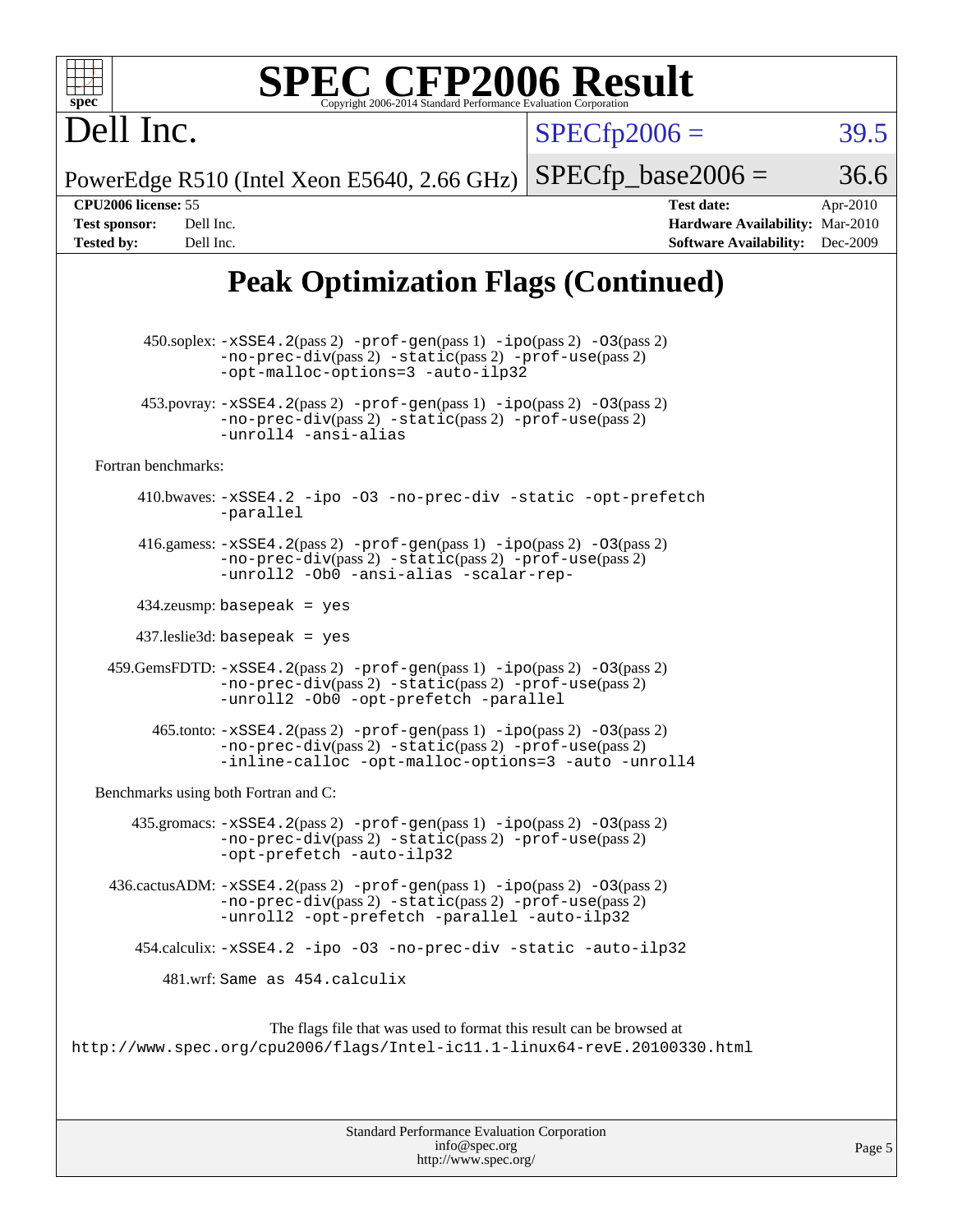# SPEC CFP2006 Result

Copyright 2006-2014 Standard Performance Evaluation Corporation

# Dell Inc.

PowerEdge R510 (Intel Xeon E5640, 2.66 GHz)

SPECfp2006 = 39.5

SPECfp_base2006 = 36.6

**CPU2006 license:** 55
**Test sponsor:** Dell Inc.
**Tested by:** Dell Inc.

**Test date:** Apr-2010
**Hardware Availability:** Mar-2010
**Software Availability:** Dec-2009

## Peak Optimization Flags (Continued)

450.soplex: -xSSE4.2(pass 2) -prof-gen(pass 1) -ipo(pass 2) -O3(pass 2) -no-prec-div(pass 2) -static(pass 2) -prof-use(pass 2) -opt-malloc-options=3 -auto-ilp32

453.povray: -xSSE4.2(pass 2) -prof-gen(pass 1) -ipo(pass 2) -O3(pass 2) -no-prec-div(pass 2) -static(pass 2) -prof-use(pass 2) -unroll4 -ansi-alias

Fortran benchmarks:

410.bwaves: -xSSE4.2 -ipo -O3 -no-prec-div -static -opt-prefetch -parallel

416.gamess: -xSSE4.2(pass 2) -prof-gen(pass 1) -ipo(pass 2) -O3(pass 2) -no-prec-div(pass 2) -static(pass 2) -prof-use(pass 2) -unroll2 -Ob0 -ansi-alias -scalar-rep-

434.zeusmp: basepeak = yes

437.leslie3d: basepeak = yes

459.GemsFDTD: -xSSE4.2(pass 2) -prof-gen(pass 1) -ipo(pass 2) -O3(pass 2) -no-prec-div(pass 2) -static(pass 2) -prof-use(pass 2) -unroll2 -Ob0 -opt-prefetch -parallel

465.tonto: -xSSE4.2(pass 2) -prof-gen(pass 1) -ipo(pass 2) -O3(pass 2) -no-prec-div(pass 2) -static(pass 2) -prof-use(pass 2) -inline-calloc -opt-malloc-options=3 -auto -unroll4

Benchmarks using both Fortran and C:

435.gromacs: -xSSE4.2(pass 2) -prof-gen(pass 1) -ipo(pass 2) -O3(pass 2) -no-prec-div(pass 2) -static(pass 2) -prof-use(pass 2) -opt-prefetch -auto-ilp32

436.cactusADM: -xSSE4.2(pass 2) -prof-gen(pass 1) -ipo(pass 2) -O3(pass 2) -no-prec-div(pass 2) -static(pass 2) -prof-use(pass 2) -unroll2 -opt-prefetch -parallel -auto-ilp32

454.calculix: -xSSE4.2 -ipo -O3 -no-prec-div -static -auto-ilp32

481.wrf: Same as 454.calculix

The flags file that was used to format this result can be browsed at
http://www.spec.org/cpu2006/flags/Intel-ic11.1-linux64-revE.20100330.html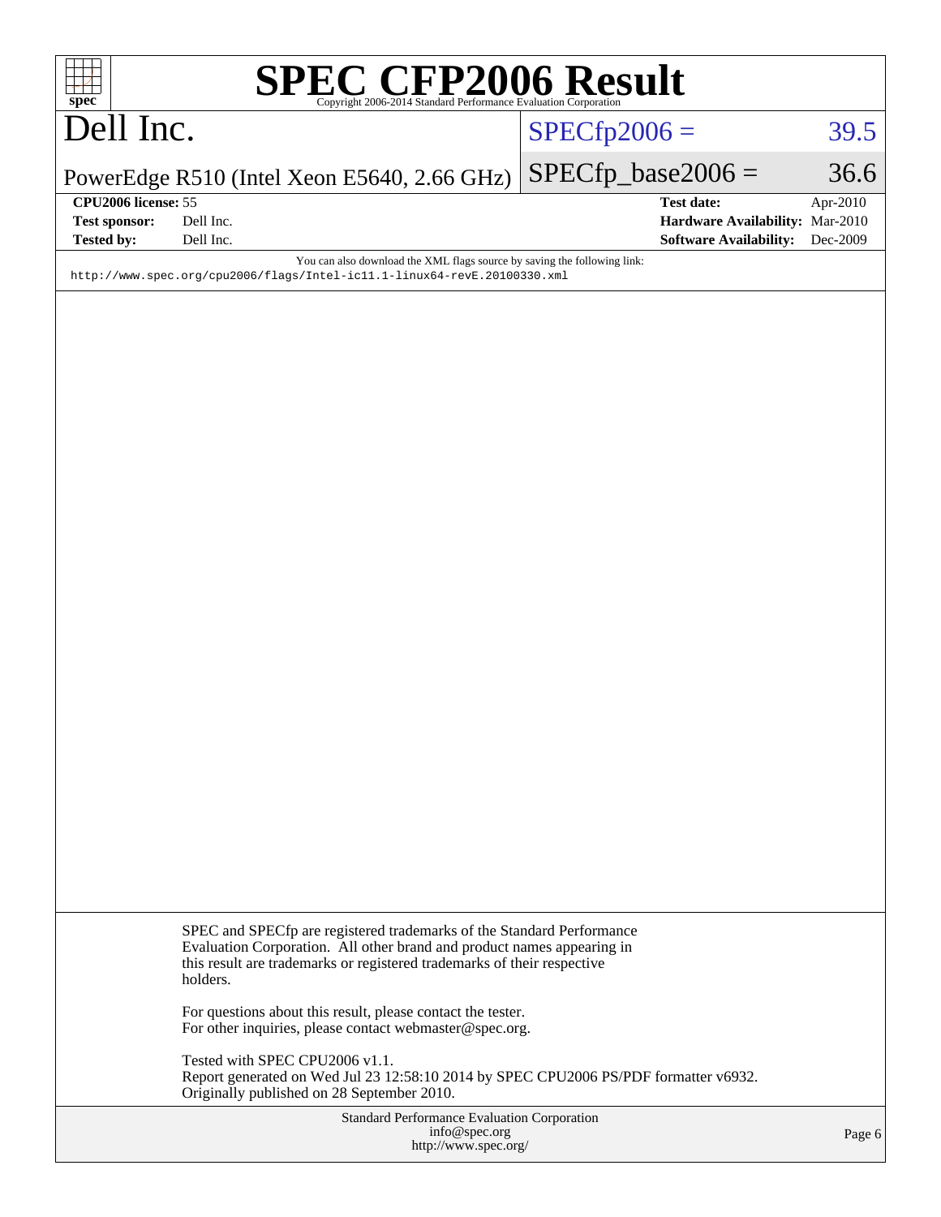You can also download the XML flags source by saving the following link:
http://www.spec.org/cpu2006/flags/Intel-ic11.1-linux64-revE.20100330.xml

SPEC and SPECfp are registered trademarks of the Standard Performance Evaluation Corporation. All other brand and product names appearing in this result are trademarks or registered trademarks of their respective holders.

For questions about this result, please contact the tester.
For other inquiries, please contact webmaster@spec.org.

Tested with SPEC CPU2006 v1.1.
Report generated on Wed Jul 23 12:58:10 2014 by SPEC CPU2006 PS/PDF formatter v6932.
Originally published on 28 September 2010.